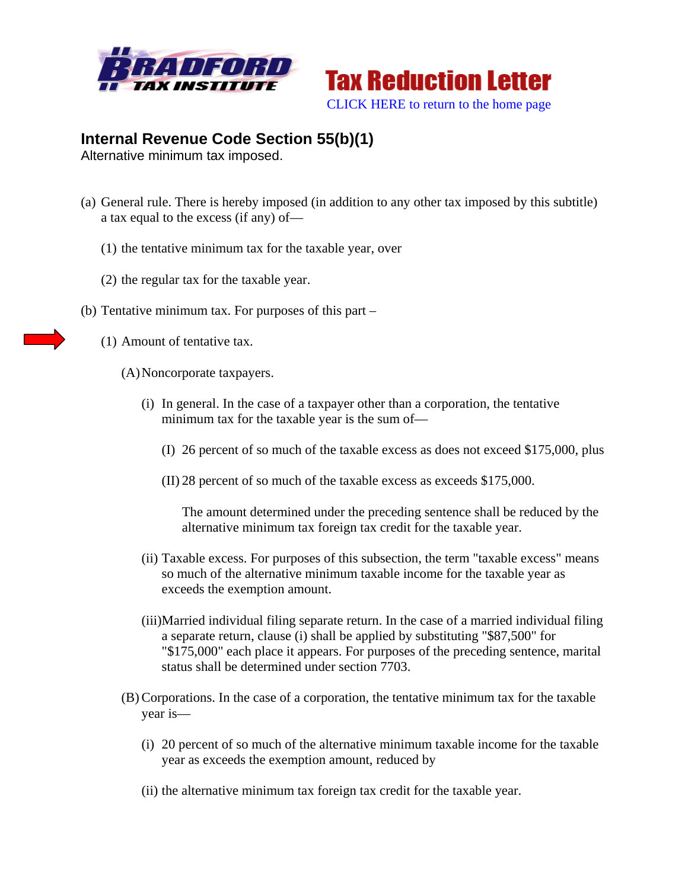Bradford Tax Institute

# Tax Reduction Letter

CLICK HERE to return to the home page

## Internal Revenue Code Section 55(b)(1)

Alternative minimum tax imposed.

(a) General rule. There is hereby imposed (in addition to any other tax imposed by this subtitle) a tax equal to the excess (if any) of—

(1) the tentative minimum tax for the taxable year, over

(2) the regular tax for the taxable year.

(b) Tentative minimum tax. For purposes of this part –

(1) Amount of tentative tax.

(A) Noncorporate taxpayers.

(i) In general. In the case of a taxpayer other than a corporation, the tentative minimum tax for the taxable year is the sum of—

(I) 26 percent of so much of the taxable excess as does not exceed $175,000, plus

(II) 28 percent of so much of the taxable excess as exceeds $175,000.

The amount determined under the preceding sentence shall be reduced by the alternative minimum tax foreign tax credit for the taxable year.

(ii) Taxable excess. For purposes of this subsection, the term "taxable excess" means so much of the alternative minimum taxable income for the taxable year as exceeds the exemption amount.

(iii) Married individual filing separate return. In the case of a married individual filing a separate return, clause (i) shall be applied by substituting "$87,500" for "$175,000" each place it appears. For purposes of the preceding sentence, marital status shall be determined under section 7703.

(B) Corporations. In the case of a corporation, the tentative minimum tax for the taxable year is—

(i) 20 percent of so much of the alternative minimum taxable income for the taxable year as exceeds the exemption amount, reduced by

(ii) the alternative minimum tax foreign tax credit for the taxable year.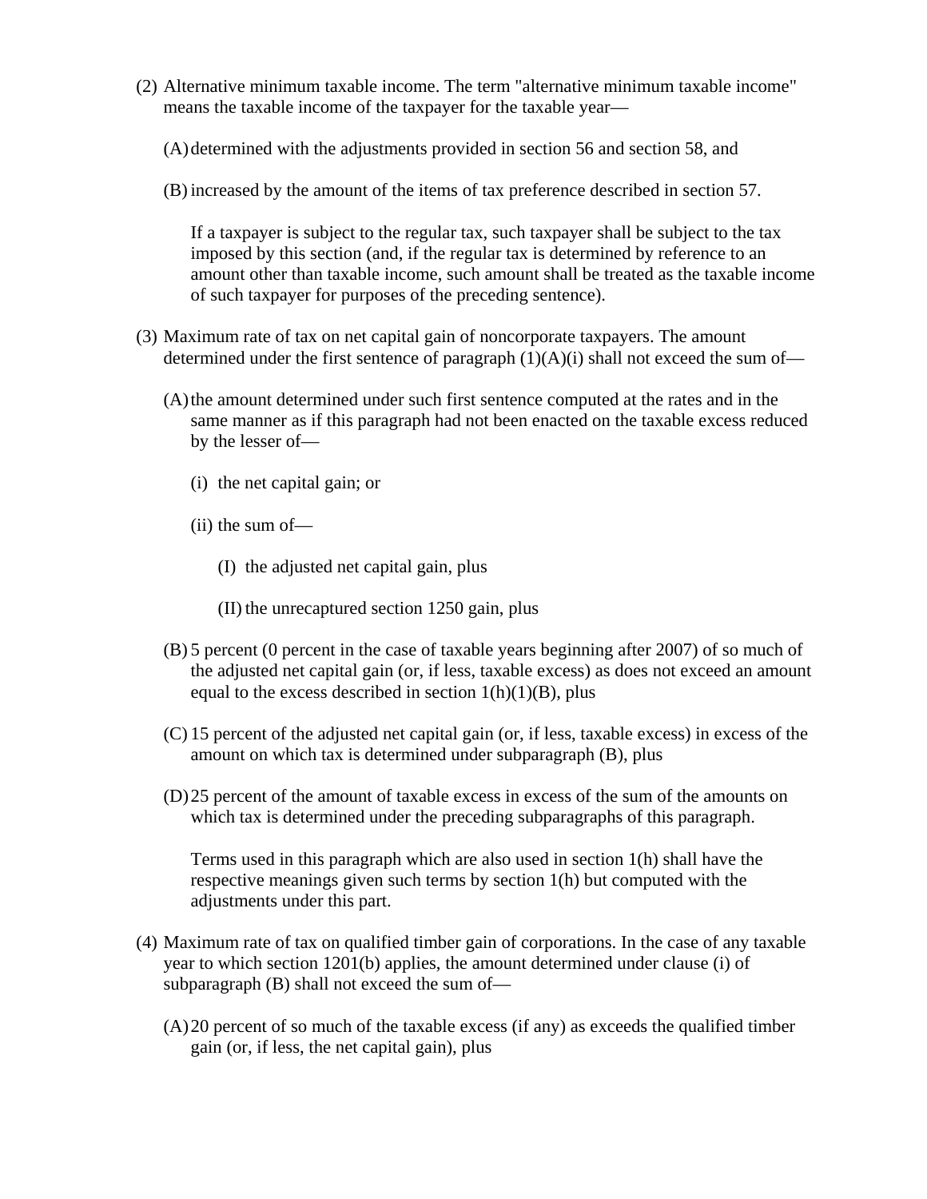(2) Alternative minimum taxable income. The term "alternative minimum taxable income" means the taxable income of the taxpayer for the taxable year—

   (A) determined with the adjustments provided in section 56 and section 58, and

   (B) increased by the amount of the items of tax preference described in section 57.

   If a taxpayer is subject to the regular tax, such taxpayer shall be subject to the tax imposed by this section (and, if the regular tax is determined by reference to an amount other than taxable income, such amount shall be treated as the taxable income of such taxpayer for purposes of the preceding sentence).

(3) Maximum rate of tax on net capital gain of noncorporate taxpayers. The amount determined under the first sentence of paragraph (1)(A)(i) shall not exceed the sum of—

   (A) the amount determined under such first sentence computed at the rates and in the same manner as if this paragraph had not been enacted on the taxable excess reduced by the lesser of—

      (i) the net capital gain; or

      (ii) the sum of—

         (I) the adjusted net capital gain, plus

         (II) the unrecaptured section 1250 gain, plus

   (B) 5 percent (0 percent in the case of taxable years beginning after 2007) of so much of the adjusted net capital gain (or, if less, taxable excess) as does not exceed an amount equal to the excess described in section 1(h)(1)(B), plus

   (C) 15 percent of the adjusted net capital gain (or, if less, taxable excess) in excess of the amount on which tax is determined under subparagraph (B), plus

   (D) 25 percent of the amount of taxable excess in excess of the sum of the amounts on which tax is determined under the preceding subparagraphs of this paragraph.

   Terms used in this paragraph which are also used in section 1(h) shall have the respective meanings given such terms by section 1(h) but computed with the adjustments under this part.

(4) Maximum rate of tax on qualified timber gain of corporations. In the case of any taxable year to which section 1201(b) applies, the amount determined under clause (i) of subparagraph (B) shall not exceed the sum of—

   (A) 20 percent of so much of the taxable excess (if any) as exceeds the qualified timber gain (or, if less, the net capital gain), plus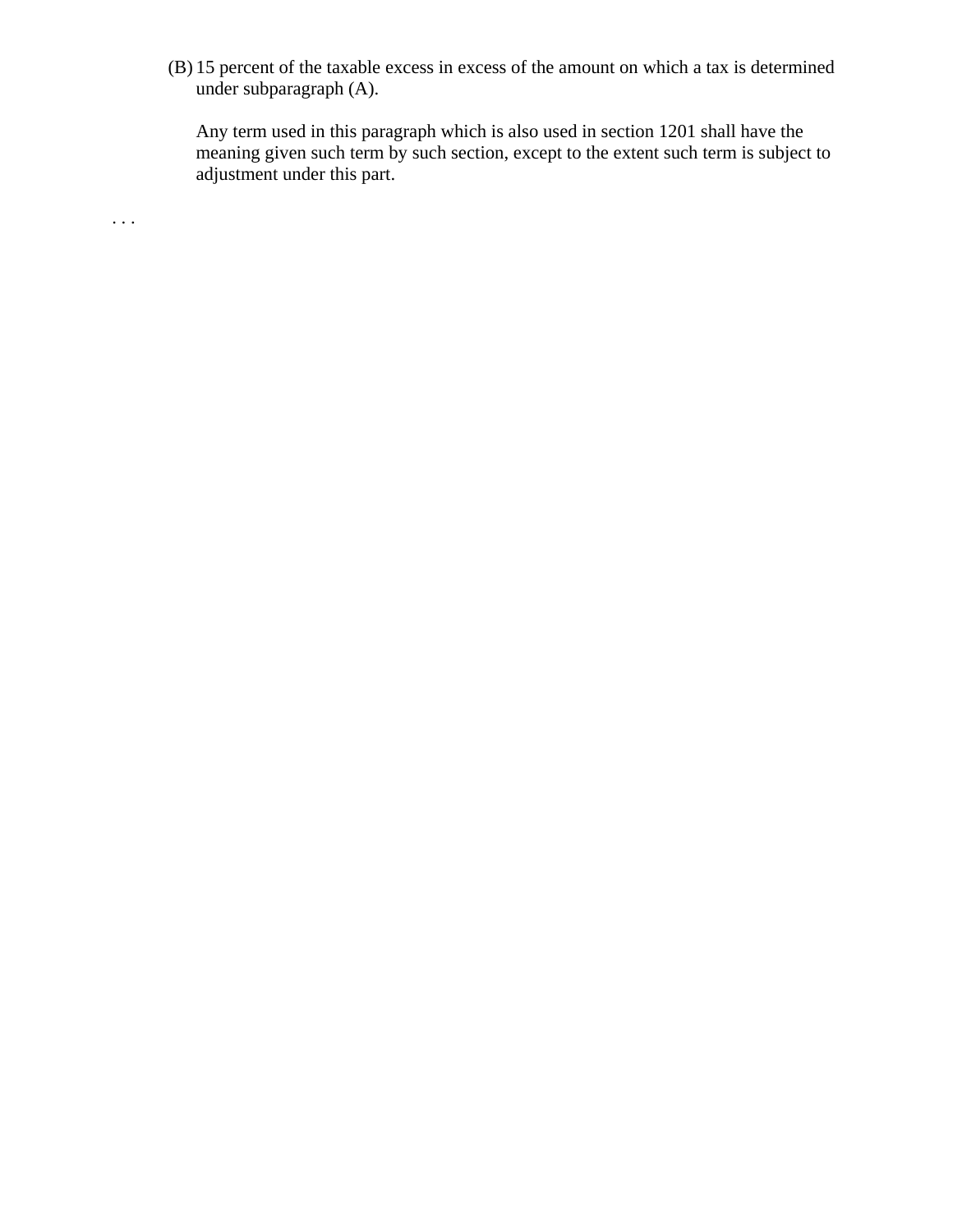(B) 15 percent of the taxable excess in excess of the amount on which a tax is determined under subparagraph (A).

Any term used in this paragraph which is also used in section 1201 shall have the meaning given such term by such section, except to the extent such term is subject to adjustment under this part.

. . .